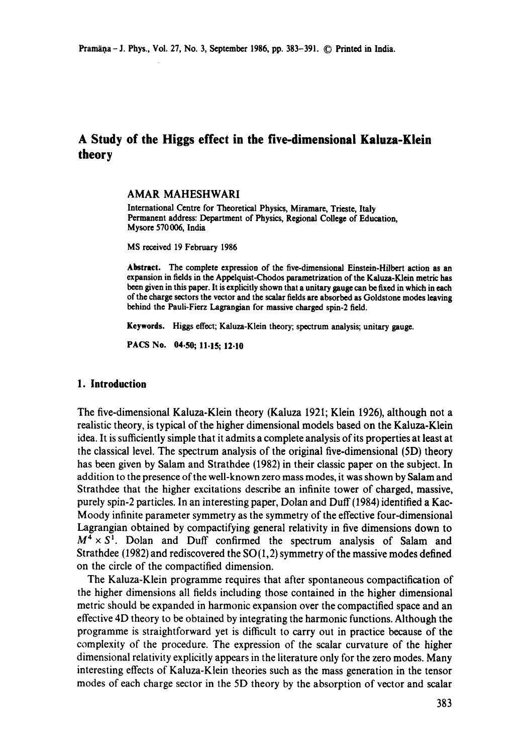# A Study of the Higgs effect in the five-dimensional Kaluza-Klein theory

AMAR MAHESHWARI

International Centre for Theoretical Physics, Miramare, Trieste, Italy
Permanent address: Department of Physics, Regional College of Education, Mysore 570006, India

MS received 19 February 1986

**Abstract.** The complete expression of the five-dimensional Einstein-Hilbert action as an expansion in fields in the Appelquist-Chodos parametrization of the Kaluza-Klein metric has been given in this paper. It is explicitly shown that a unitary gauge can be fixed in which in each of the charge sectors the vector and the scalar fields are absorbed as Goldstone modes leaving behind the Pauli-Fierz Lagrangian for massive charged spin-2 field.

**Keywords.** Higgs effect; Kaluza-Klein theory; spectrum analysis; unitary gauge.

**PACS No.** 04·50; 11·15; 12·10

## 1. Introduction

The five-dimensional Kaluza-Klein theory (Kaluza 1921; Klein 1926), although not a realistic theory, is typical of the higher dimensional models based on the Kaluza-Klein idea. It is sufficiently simple that it admits a complete analysis of its properties at least at the classical level. The spectrum analysis of the original five-dimensional (5D) theory has been given by Salam and Strathdee (1982) in their classic paper on the subject. In addition to the presence of the well-known zero mass modes, it was shown by Salam and Strathdee that the higher excitations describe an infinite tower of charged, massive, purely spin-2 particles. In an interesting paper, Dolan and Duff (1984) identified a Kac-Moody infinite parameter symmetry as the symmetry of the effective four-dimensional Lagrangian obtained by compactifying general relativity in five dimensions down to $M^4 \times S^1$. Dolan and Duff confirmed the spectrum analysis of Salam and Strathdee (1982) and rediscovered the SO(1,2) symmetry of the massive modes defined on the circle of the compactified dimension.

The Kaluza-Klein programme requires that after spontaneous compactification of the higher dimensions all fields including those contained in the higher dimensional metric should be expanded in harmonic expansion over the compactified space and an effective 4D theory to be obtained by integrating the harmonic functions. Although the programme is straightforward yet is difficult to carry out in practice because of the complexity of the procedure. The expression of the scalar curvature of the higher dimensional relativity explicitly appears in the literature only for the zero modes. Many interesting effects of Kaluza-Klein theories such as the mass generation in the tensor modes of each charge sector in the 5D theory by the absorption of vector and scalar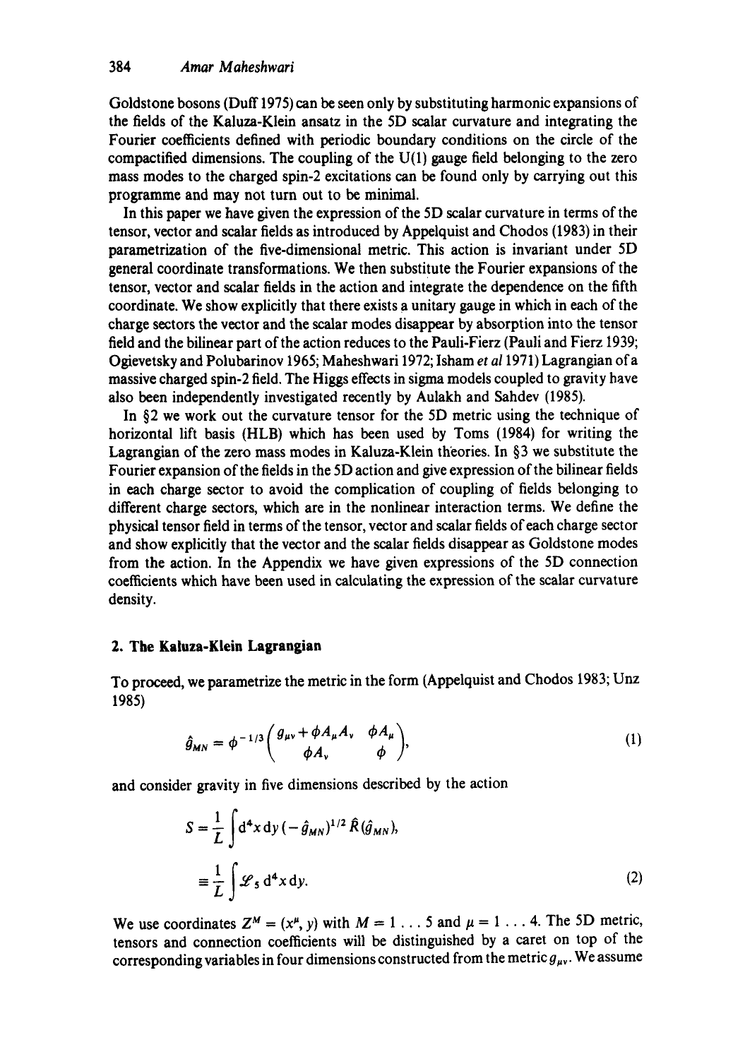Goldstone bosons (Duff 1975) can be seen only by substituting harmonic expansions of the fields of the Kaluza-Klein ansatz in the 5D scalar curvature and integrating the Fourier coefficients defined with periodic boundary conditions on the circle of the compactified dimensions. The coupling of the U(1) gauge field belonging to the zero mass modes to the charged spin-2 excitations can be found only by carrying out this programme and may not turn out to be minimal.

In this paper we have given the expression of the 5D scalar curvature in terms of the tensor, vector and scalar fields as introduced by Appelquist and Chodos (1983) in their parametrization of the five-dimensional metric. This action is invariant under 5D general coordinate transformations. We then substitute the Fourier expansions of the tensor, vector and scalar fields in the action and integrate the dependence on the fifth coordinate. We show explicitly that there exists a unitary gauge in which in each of the charge sectors the vector and the scalar modes disappear by absorption into the tensor field and the bilinear part of the action reduces to the Pauli-Fierz (Pauli and Fierz 1939; Ogievetsky and Polubarinov 1965; Maheshwari 1972; Isham *et al* 1971) Lagrangian of a massive charged spin-2 field. The Higgs effects in sigma models coupled to gravity have also been independently investigated recently by Aulakh and Sahdev (1985).

In §2 we work out the curvature tensor for the 5D metric using the technique of horizontal lift basis (HLB) which has been used by Toms (1984) for writing the Lagrangian of the zero mass modes in Kaluza-Klein theories. In §3 we substitute the Fourier expansion of the fields in the 5D action and give expression of the bilinear fields in each charge sector to avoid the complication of coupling of fields belonging to different charge sectors, which are in the nonlinear interaction terms. We define the physical tensor field in terms of the tensor, vector and scalar fields of each charge sector and show explicitly that the vector and the scalar fields disappear as Goldstone modes from the action. In the Appendix we have given expressions of the 5D connection coefficients which have been used in calculating the expression of the scalar curvature density.

## 2. The Kaluza-Klein Lagrangian

To proceed, we parametrize the metric in the form (Appelquist and Chodos 1983; Unz 1985)

$$\hat{g}_{MN} = \phi^{-1/3}\begin{pmatrix} g_{\mu\nu} + \phi A_\mu A_\nu & \phi A_\mu \\ \phi A_\nu & \phi \end{pmatrix}, \tag{1}$$

and consider gravity in five dimensions described by the action

$$\begin{aligned} S &= \frac{1}{L}\int \mathrm{d}^4x\,\mathrm{d}y\,(-\hat{g}_{MN})^{1/2}\,\hat{R}(\hat{g}_{MN}), \\ &\equiv \frac{1}{L}\int \mathscr{L}_5\,\mathrm{d}^4x\,\mathrm{d}y. \end{aligned} \tag{2}$$

We use coordinates $Z^M = (x^\mu, y)$ with $M = 1 \ldots 5$ and $\mu = 1 \ldots 4$. The 5D metric, tensors and connection coefficients will be distinguished by a caret on top of the corresponding variables in four dimensions constructed from the metric $g_{\mu\nu}$. We assume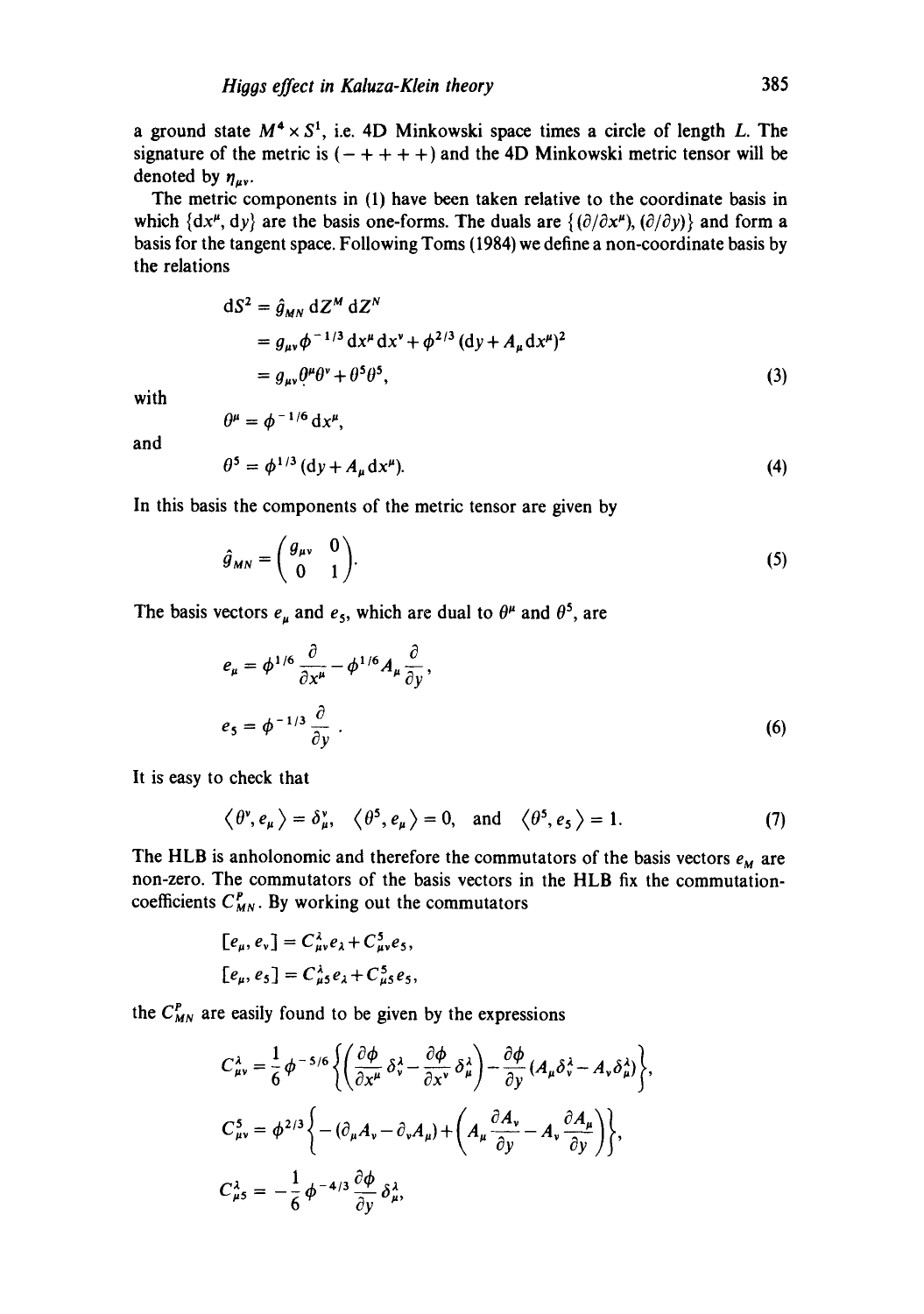a ground state $M^4 \times S^1$, i.e. 4D Minkowski space times a circle of length $L$. The signature of the metric is $(- + + + +)$ and the 4D Minkowski metric tensor will be denoted by $\eta_{\mu\nu}$.

The metric components in (1) have been taken relative to the coordinate basis in which $\{dx^\mu, dy\}$ are the basis one-forms. The duals are $\{(\partial/\partial x^\mu), (\partial/\partial y)\}$ and form a basis for the tangent space. Following Toms (1984) we define a non-coordinate basis by the relations

$$
\begin{aligned}
dS^2 &= \hat{g}_{MN}\, dZ^M\, dZ^N \\
&= g_{\mu\nu}\phi^{-1/3}\, dx^\mu dx^\nu + \phi^{2/3}(dy + A_\mu dx^\mu)^2 \\
&= g_{\mu\nu}\theta^\mu\theta^\nu + \theta^5\theta^5,
\end{aligned}
\tag{3}
$$

with

$$
\theta^\mu = \phi^{-1/6}\, dx^\mu,
$$

and

$$
\theta^5 = \phi^{1/3}(dy + A_\mu dx^\mu). \tag{4}
$$

In this basis the components of the metric tensor are given by

$$
\hat{g}_{MN} = \begin{pmatrix} g_{\mu\nu} & 0 \\ 0 & 1 \end{pmatrix}. \tag{5}
$$

The basis vectors $e_\mu$ and $e_5$, which are dual to $\theta^\mu$ and $\theta^5$, are

$$
\begin{aligned}
e_\mu &= \phi^{1/6}\frac{\partial}{\partial x^\mu} - \phi^{1/6}A_\mu\frac{\partial}{\partial y}, \\
e_5 &= \phi^{-1/3}\frac{\partial}{\partial y}.
\end{aligned}
\tag{6}
$$

It is easy to check that

$$
\langle \theta^\nu, e_\mu \rangle = \delta^\nu_\mu, \quad \langle \theta^5, e_\mu \rangle = 0, \quad \text{and} \quad \langle \theta^5, e_5 \rangle = 1. \tag{7}
$$

The HLB is anholonomic and therefore the commutators of the basis vectors $e_M$ are non-zero. The commutators of the basis vectors in the HLB fix the commutation-coefficients $C^P_{MN}$. By working out the commutators

$$
\begin{aligned}
[e_\mu, e_\nu] &= C^\lambda_{\mu\nu}e_\lambda + C^5_{\mu\nu}e_5, \\
[e_\mu, e_5] &= C^\lambda_{\mu 5}e_\lambda + C^5_{\mu 5}e_5,
\end{aligned}
$$

the $C^P_{MN}$ are easily found to be given by the expressions

$$
\begin{aligned}
C^\lambda_{\mu\nu} &= \frac{1}{6}\phi^{-5/6}\left\{\left(\frac{\partial\phi}{\partial x^\mu}\delta^\lambda_\nu - \frac{\partial\phi}{\partial x^\nu}\delta^\lambda_\mu\right) - \frac{\partial\phi}{\partial y}(A_\mu\delta^\lambda_\nu - A_\nu\delta^\lambda_\mu)\right\}, \\
C^5_{\mu\nu} &= \phi^{2/3}\left\{-(\partial_\mu A_\nu - \partial_\nu A_\mu) + \left(A_\mu\frac{\partial A_\nu}{\partial y} - A_\nu\frac{\partial A_\mu}{\partial y}\right)\right\}, \\
C^\lambda_{\mu 5} &= -\frac{1}{6}\phi^{-4/3}\frac{\partial\phi}{\partial y}\delta^\lambda_\mu,
\end{aligned}
$$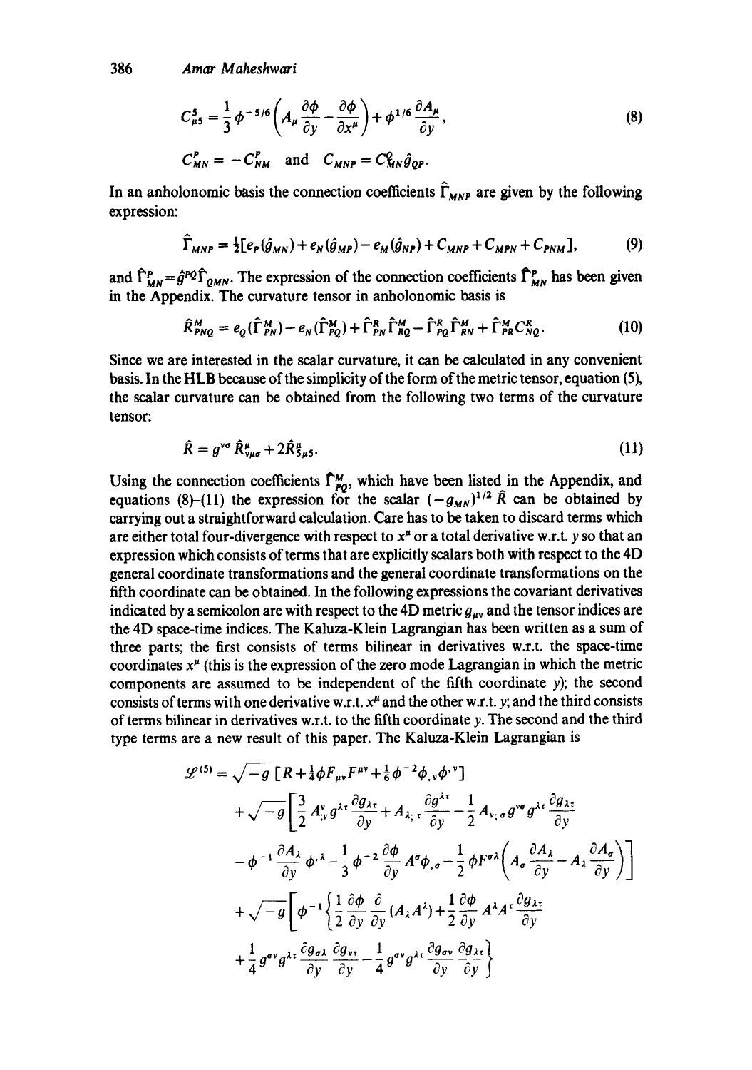$$C^5_{\mu 5} = \frac{1}{3}\phi^{-5/6}\left(A_\mu \frac{\partial \phi}{\partial y} - \frac{\partial \phi}{\partial x^\mu}\right) + \phi^{1/6}\frac{\partial A_\mu}{\partial y}, \tag{8}$$

$$C^P_{MN} = -C^P_{NM} \quad \text{and} \quad C_{MNP} = C^Q_{MN}\hat{g}_{QP}.$$

In an anholonomic basis the connection coefficients $\hat{\Gamma}_{MNP}$ are given by the following expression:

$$\hat{\Gamma}_{MNP} = \tfrac{1}{2}[e_P(\hat{g}_{MN}) + e_N(\hat{g}_{MP}) - e_M(\hat{g}_{NP}) + C_{MNP} + C_{MPN} + C_{PNM}], \tag{9}$$

and $\hat{\Gamma}^P_{MN} = \hat{g}^{PQ}\hat{\Gamma}_{QMN}$. The expression of the connection coefficients $\hat{\Gamma}^P_{MN}$ has been given in the Appendix. The curvature tensor in anholonomic basis is

$$\hat{R}^M_{PNQ} = e_Q(\hat{\Gamma}^M_{PN}) - e_N(\hat{\Gamma}^M_{PQ}) + \hat{\Gamma}^R_{PN}\hat{\Gamma}^M_{RQ} - \hat{\Gamma}^R_{PQ}\hat{\Gamma}^M_{RN} + \hat{\Gamma}^M_{PR}C^R_{NQ}. \tag{10}$$

Since we are interested in the scalar curvature, it can be calculated in any convenient basis. In the HLB because of the simplicity of the form of the metric tensor, equation (5), the scalar curvature can be obtained from the following two terms of the curvature tensor:

$$\hat{R} = g^{\nu\sigma}\hat{R}^\mu_{\nu\mu\sigma} + 2\hat{R}^\mu_{5\mu 5}. \tag{11}$$

Using the connection coefficients $\hat{\Gamma}^M_{PQ}$, which have been listed in the Appendix, and equations (8)–(11) the expression for the scalar $(-g_{MN})^{1/2}\hat{R}$ can be obtained by carrying out a straightforward calculation. Care has to be taken to discard terms which are either total four-divergence with respect to $x^\mu$ or a total derivative w.r.t. $y$ so that an expression which consists of terms that are explicitly scalars both with respect to the 4D general coordinate transformations and the general coordinate transformations on the fifth coordinate can be obtained. In the following expressions the covariant derivatives indicated by a semicolon are with respect to the 4D metric $g_{\mu\nu}$ and the tensor indices are the 4D space-time indices. The Kaluza-Klein Lagrangian has been written as a sum of three parts; the first consists of terms bilinear in derivatives w.r.t. the space-time coordinates $x^\mu$ (this is the expression of the zero mode Lagrangian in which the metric components are assumed to be independent of the fifth coordinate $y$); the second consists of terms with one derivative w.r.t. $x^\mu$ and the other w.r.t. $y$; and the third consists of terms bilinear in derivatives w.r.t. to the fifth coordinate $y$. The second and the third type terms are a new result of this paper. The Kaluza-Klein Lagrangian is

$$\begin{aligned}
\mathscr{L}^{(5)} = {} & \sqrt{-g}\,[R + \tfrac{1}{4}\phi F_{\mu\nu}F^{\mu\nu} + \tfrac{1}{6}\phi^{-2}\phi_{,\nu}\phi^{,\nu}] \\
& + \sqrt{-g}\Bigg[\frac{3}{2}A^\nu_{;\nu}g^{\lambda\tau}\frac{\partial g_{\lambda\tau}}{\partial y} + A_{\lambda;\tau}\frac{\partial g^{\lambda\tau}}{\partial y} - \frac{1}{2}A_{\nu;\sigma}g^{\nu\sigma}g^{\lambda\tau}\frac{\partial g_{\lambda\tau}}{\partial y} \\
& - \phi^{-1}\frac{\partial A_\lambda}{\partial y}\phi^{,\lambda} - \frac{1}{3}\phi^{-2}\frac{\partial \phi}{\partial y}A^\sigma\phi_{,\sigma} - \frac{1}{2}\phi F^{\sigma\lambda}\left(A_\sigma\frac{\partial A_\lambda}{\partial y} - A_\lambda\frac{\partial A_\sigma}{\partial y}\right)\Bigg] \\
& + \sqrt{-g}\Bigg[\phi^{-1}\Bigg\{\frac{1}{2}\frac{\partial \phi}{\partial y}\frac{\partial}{\partial y}(A_\lambda A^\lambda) + \frac{1}{2}\frac{\partial \phi}{\partial y}A^\lambda A^\tau\frac{\partial g_{\lambda\tau}}{\partial y} \\
& + \frac{1}{4}g^{\sigma\nu}g^{\lambda\tau}\frac{\partial g_{\sigma\lambda}}{\partial y}\frac{\partial g_{\nu\tau}}{\partial y} - \frac{1}{4}g^{\sigma\nu}g^{\lambda\tau}\frac{\partial g_{\sigma\nu}}{\partial y}\frac{\partial g_{\lambda\tau}}{\partial y}\Bigg\}
\end{aligned}$$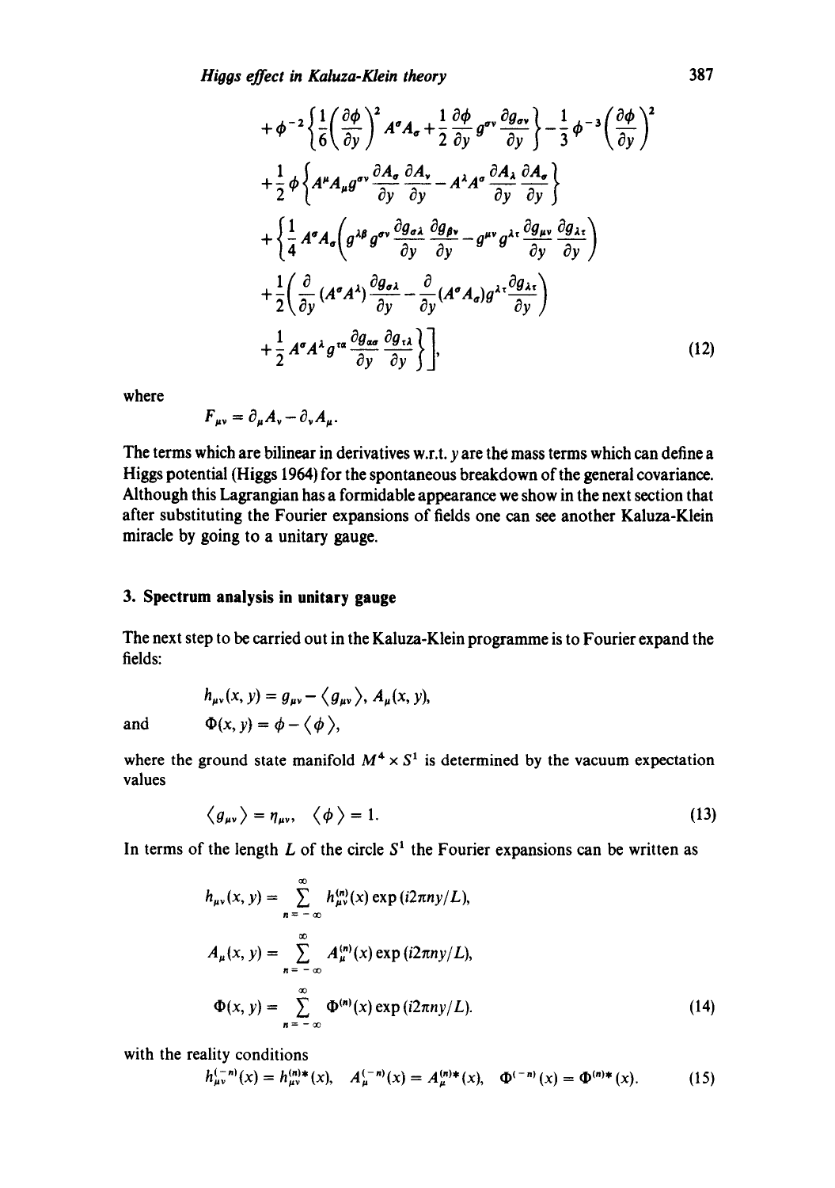$$
\begin{aligned}
&+\phi^{-2}\left\{\frac{1}{6}\left(\frac{\partial\phi}{\partial y}\right)^2 A^\sigma A_\sigma+\frac{1}{2}\frac{\partial\phi}{\partial y}g^{\sigma\nu}\frac{\partial g_{\sigma\nu}}{\partial y}\right\}-\frac{1}{3}\phi^{-3}\left(\frac{\partial\phi}{\partial y}\right)^2\\
&+\frac{1}{2}\phi\left\{A^\mu A_\mu g^{\sigma\nu}\frac{\partial A_\sigma}{\partial y}\frac{\partial A_\nu}{\partial y}-A^\lambda A^\sigma\frac{\partial A_\lambda}{\partial y}\frac{\partial A_\sigma}{\partial y}\right\}\\
&+\left\{\frac{1}{4}A^\sigma A_\sigma\left(g^{\lambda\beta}g^{\sigma\nu}\frac{\partial g_{\sigma\lambda}}{\partial y}\frac{\partial g_{\beta\nu}}{\partial y}-g^{\mu\nu}g^{\lambda\tau}\frac{\partial g_{\mu\nu}}{\partial y}\frac{\partial g_{\lambda\tau}}{\partial y}\right)\right.\\
&+\frac{1}{2}\left(\frac{\partial}{\partial y}(A^\sigma A^\lambda)\frac{\partial g_{\sigma\lambda}}{\partial y}-\frac{\partial}{\partial y}(A^\sigma A_\sigma)g^{\lambda\tau}\frac{\partial g_{\lambda\tau}}{\partial y}\right)\\
&\left.\left.+\frac{1}{2}A^\sigma A^\lambda g^{\tau\alpha}\frac{\partial g_{\alpha\sigma}}{\partial y}\frac{\partial g_{\tau\lambda}}{\partial y}\right\}\right],
\end{aligned}
\tag{12}
$$

where

$$F_{\mu\nu}=\partial_\mu A_\nu-\partial_\nu A_\mu.$$

The terms which are bilinear in derivatives w.r.t. $y$ are the mass terms which can define a Higgs potential (Higgs 1964) for the spontaneous breakdown of the general covariance. Although this Lagrangian has a formidable appearance we show in the next section that after substituting the Fourier expansions of fields one can see another Kaluza-Klein miracle by going to a unitary gauge.

## 3. Spectrum analysis in unitary gauge

The next step to be carried out in the Kaluza-Klein programme is to Fourier expand the fields:

$$h_{\mu\nu}(x,y)=g_{\mu\nu}-\langle g_{\mu\nu}\rangle,\ A_\mu(x,y),$$

and $\quad \Phi(x,y)=\phi-\langle\phi\rangle,$

where the ground state manifold $M^4\times S^1$ is determined by the vacuum expectation values

$$\langle g_{\mu\nu}\rangle=\eta_{\mu\nu},\quad \langle\phi\rangle=1. \tag{13}$$

In terms of the length $L$ of the circle $S^1$ the Fourier expansions can be written as

$$
\begin{aligned}
h_{\mu\nu}(x,y)&=\sum_{n=-\infty}^{\infty}h^{(n)}_{\mu\nu}(x)\exp(i2\pi ny/L),\\
A_\mu(x,y)&=\sum_{n=-\infty}^{\infty}A^{(n)}_\mu(x)\exp(i2\pi ny/L),\\
\Phi(x,y)&=\sum_{n=-\infty}^{\infty}\Phi^{(n)}(x)\exp(i2\pi ny/L).
\end{aligned}
\tag{14}
$$

with the reality conditions

$$h^{(-n)}_{\mu\nu}(x)=h^{(n)*}_{\mu\nu}(x),\quad A^{(-n)}_\mu(x)=A^{(n)*}_\mu(x),\quad \Phi^{(-n)}(x)=\Phi^{(n)*}(x). \tag{15}$$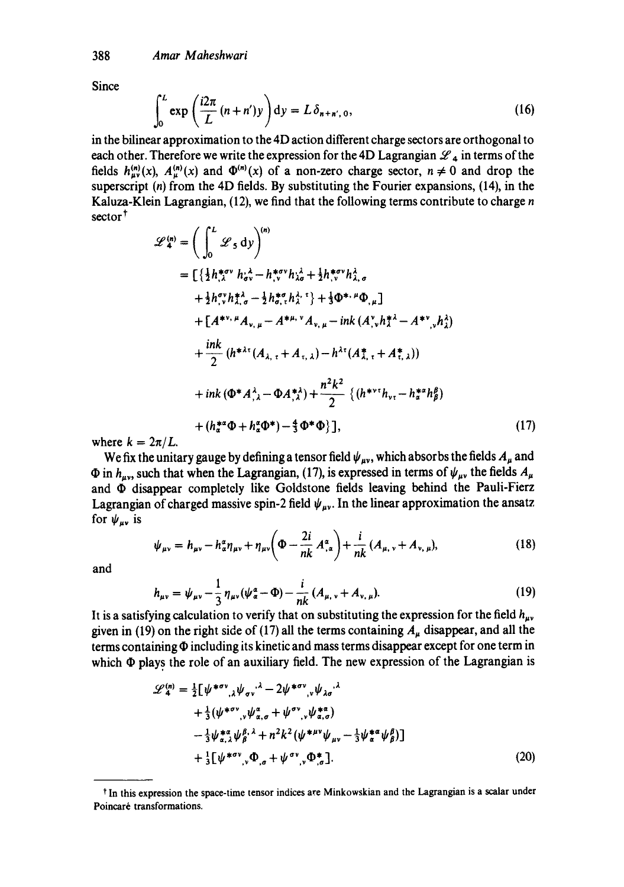Since

$$\int_0^L \exp\left(\frac{i2\pi}{L}(n+n')y\right)\mathrm{d}y = L\,\delta_{n+n',0}, \tag{16}$$

in the bilinear approximation to the 4D action different charge sectors are orthogonal to each other. Therefore we write the expression for the 4D Lagrangian $\mathscr{L}_4$ in terms of the fields $h^{(n)}_{\mu\nu}(x)$, $A^{(n)}_\mu(x)$ and $\Phi^{(n)}(x)$ of a non-zero charge sector, $n \neq 0$ and drop the superscript $(n)$ from the 4D fields. By substituting the Fourier expansions, (14), in the Kaluza-Klein Lagrangian, (12), we find that the following terms contribute to charge $n$ sector†

$$\begin{aligned}
\mathscr{L}^{(n)}_4 &= \left(\int_0^L \mathscr{L}_5\,\mathrm{d}y\right)^{(n)} \\
&= [\{\tfrac{1}{2}h^{*\sigma\nu}{}_{,\lambda}\,h_{\sigma\nu}{}^{,\lambda} - h^{*\sigma\nu}{}_{,\nu}h^{,\lambda}_{\lambda\sigma} + \tfrac{1}{2}h^{*\sigma\nu}{}_{,\nu}h^{\lambda}_{\lambda,\sigma} \\
&\quad + \tfrac{1}{2}h^{\sigma\nu}{}_{,\nu}h^{*\lambda}_{\lambda,\sigma} - \tfrac{1}{2}h^{*\sigma}_{\sigma,\tau}h^{\lambda,\tau}_{\lambda}\} + \tfrac{1}{3}\Phi^{*,\mu}\Phi_{,\mu}] \\
&\quad + [A^{*\nu,\mu}A_{\nu,\mu} - A^{*\mu,\nu}A_{\nu,\mu} - ink\,(A^{\nu}_{,\nu}h^{*\lambda}_{\lambda} - A^{*\nu}{}_{,\nu}h^{\lambda}_{\lambda}) \\
&\quad + \frac{ink}{2}\,(h^{*\lambda\tau}(A_{\lambda,\tau} + A_{\tau,\lambda}) - h^{\lambda\tau}(A^{*}_{\lambda,\tau} + A^{*}_{\tau,\lambda})) \\
&\quad + ink\,(\Phi^* A^{\lambda}_{,\lambda} - \Phi A^{*\lambda}_{,\lambda}) + \frac{n^2k^2}{2}\,\{(h^{*\nu\tau}h_{\nu\tau} - h^{*\alpha}_{\alpha}h^{\beta}_{\beta}) \\
&\quad + (h^{*\alpha}_{\alpha}\Phi + h^{\alpha}_{\alpha}\Phi^*) - \tfrac{4}{3}\Phi^*\Phi\}],
\end{aligned} \tag{17}$$

where $k = 2\pi/L$.

We fix the unitary gauge by defining a tensor field $\psi_{\mu\nu}$, which absorbs the fields $A_\mu$ and $\Phi$ in $h_{\mu\nu}$, such that when the Lagrangian, (17), is expressed in terms of $\psi_{\mu\nu}$ the fields $A_\mu$ and $\Phi$ disappear completely like Goldstone fields leaving behind the Pauli-Fierz Lagrangian of charged massive spin-2 field $\psi_{\mu\nu}$. In the linear approximation the ansatz for $\psi_{\mu\nu}$ is

$$\psi_{\mu\nu} = h_{\mu\nu} - h^{\alpha}_{\alpha}\eta_{\mu\nu} + \eta_{\mu\nu}\left(\Phi - \frac{2i}{nk}A^{\alpha}_{,\alpha}\right) + \frac{i}{nk}\,(A_{\mu,\nu} + A_{\nu,\mu}), \tag{18}$$

and

$$h_{\mu\nu} = \psi_{\mu\nu} - \frac{1}{3}\,\eta_{\mu\nu}(\psi^{\alpha}_{\alpha} - \Phi) - \frac{i}{nk}\,(A_{\mu,\nu} + A_{\nu,\mu}). \tag{19}$$

It is a satisfying calculation to verify that on substituting the expression for the field $h_{\mu\nu}$ given in (19) on the right side of (17) all the terms containing $A_\mu$ disappear, and all the terms containing $\Phi$ including its kinetic and mass terms disappear except for one term in which $\Phi$ plays the role of an auxiliary field. The new expression of the Lagrangian is

$$\begin{aligned}
\mathscr{L}^{(n)}_4 &= \tfrac{1}{2}[\psi^{*\sigma\nu}{}_{,\lambda}\psi_{\sigma\nu}{}^{,\lambda} - 2\psi^{*\sigma\nu}{}_{,\nu}\psi_{\lambda\sigma}{}^{,\lambda} \\
&\quad + \tfrac{1}{3}(\psi^{*\sigma\nu}{}_{,\nu}\psi^{\alpha}_{\alpha,\sigma} + \psi^{\sigma\nu}{}_{,\nu}\psi^{*\alpha}_{\alpha,\sigma}) \\
&\quad - \tfrac{1}{3}\psi^{*\alpha}_{\alpha,\lambda}\psi^{\beta,\lambda}_{\beta} + n^2k^2(\psi^{*\mu\nu}\psi_{\mu\nu} - \tfrac{1}{3}\psi^{*\alpha}_{\alpha}\psi^{\beta}_{\beta})] \\
&\quad + \tfrac{1}{3}[\psi^{*\sigma\nu}{}_{,\nu}\Phi_{,\sigma} + \psi^{\sigma\nu}{}_{,\nu}\Phi^{*}_{,\sigma}].
\end{aligned} \tag{20}$$

---

† In this expression the space-time tensor indices are Minkowskian and the Lagrangian is a scalar under Poincaré transformations.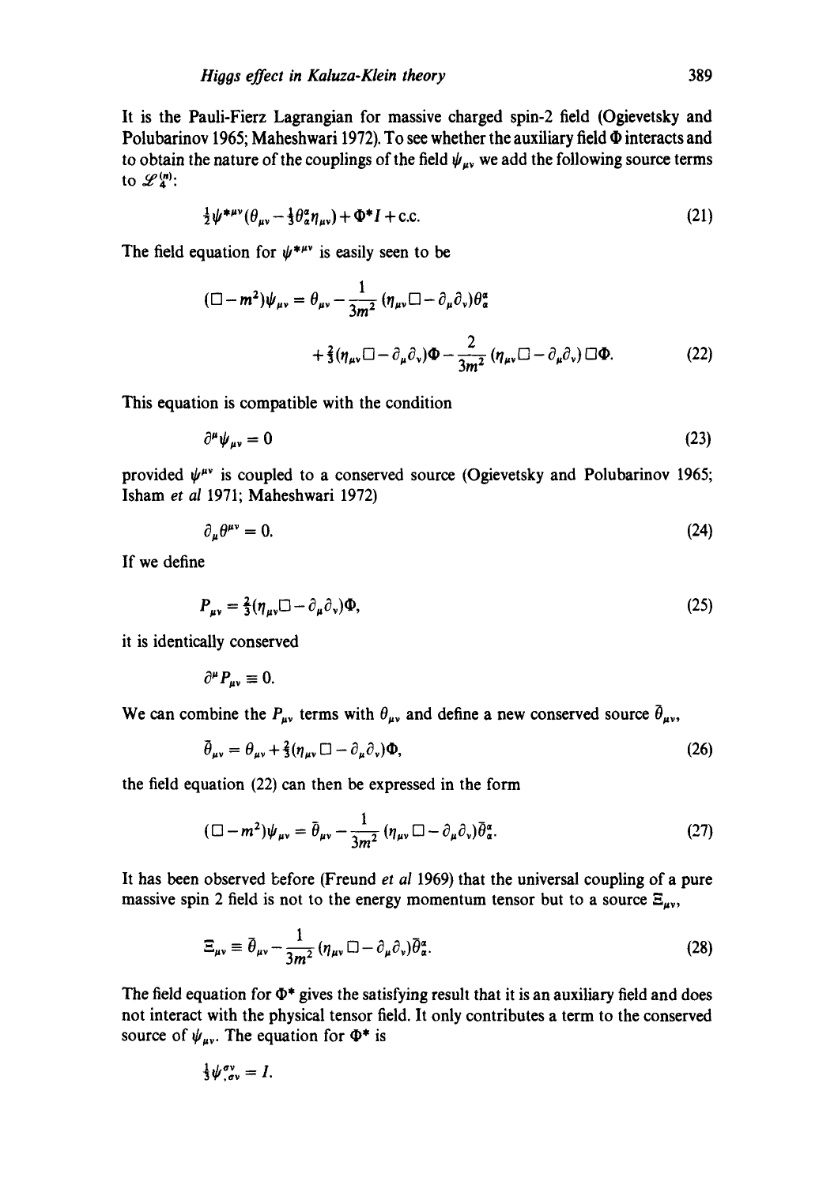It is the Pauli-Fierz Lagrangian for massive charged spin-2 field (Ogievetsky and Polubarinov 1965; Maheshwari 1972). To see whether the auxiliary field $\Phi$ interacts and to obtain the nature of the couplings of the field $\psi_{\mu\nu}$ we add the following source terms to $\mathscr{L}_4^{(n)}$:

$$\tfrac{1}{2}\psi^{*\mu\nu}(\theta_{\mu\nu} - \tfrac{1}{3}\theta^{\alpha}_{\alpha}\eta_{\mu\nu}) + \Phi^* I + \text{c.c.} \tag{21}$$

The field equation for $\psi^{*\mu\nu}$ is easily seen to be

$$\begin{aligned}(\Box - m^2)\psi_{\mu\nu} = \theta_{\mu\nu} &- \frac{1}{3m^2}(\eta_{\mu\nu}\Box - \partial_\mu\partial_\nu)\theta^{\alpha}_{\alpha} \\ &+ \tfrac{2}{3}(\eta_{\mu\nu}\Box - \partial_\mu\partial_\nu)\Phi - \frac{2}{3m^2}(\eta_{\mu\nu}\Box - \partial_\mu\partial_\nu)\Box\Phi.\end{aligned} \tag{22}$$

This equation is compatible with the condition

$$\partial^\mu\psi_{\mu\nu} = 0 \tag{23}$$

provided $\psi^{\mu\nu}$ is coupled to a conserved source (Ogievetsky and Polubarinov 1965; Isham *et al* 1971; Maheshwari 1972)

$$\partial_\mu\theta^{\mu\nu} = 0. \tag{24}$$

If we define

$$P_{\mu\nu} = \tfrac{2}{3}(\eta_{\mu\nu}\Box - \partial_\mu\partial_\nu)\Phi, \tag{25}$$

it is identically conserved

$$\partial^\mu P_{\mu\nu} \equiv 0.$$

We can combine the $P_{\mu\nu}$ terms with $\theta_{\mu\nu}$ and define a new conserved source $\bar{\theta}_{\mu\nu}$,

$$\bar{\theta}_{\mu\nu} = \theta_{\mu\nu} + \tfrac{2}{3}(\eta_{\mu\nu}\Box - \partial_\mu\partial_\nu)\Phi, \tag{26}$$

the field equation (22) can then be expressed in the form

$$(\Box - m^2)\psi_{\mu\nu} = \bar{\theta}_{\mu\nu} - \frac{1}{3m^2}(\eta_{\mu\nu}\Box - \partial_\mu\partial_\nu)\bar{\theta}^{\alpha}_{\alpha}. \tag{27}$$

It has been observed before (Freund *et al* 1969) that the universal coupling of a pure massive spin 2 field is not to the energy momentum tensor but to a source $\Xi_{\mu\nu}$,

$$\Xi_{\mu\nu} \equiv \bar{\theta}_{\mu\nu} - \frac{1}{3m^2}(\eta_{\mu\nu}\Box - \partial_\mu\partial_\nu)\bar{\theta}^{\alpha}_{\alpha}. \tag{28}$$

The field equation for $\Phi^*$ gives the satisfying result that it is an auxiliary field and does not interact with the physical tensor field. It only contributes a term to the conserved source of $\psi_{\mu\nu}$. The equation for $\Phi^*$ is

$$\tfrac{1}{3}\psi^{\sigma\nu}_{,\sigma\nu} = I.$$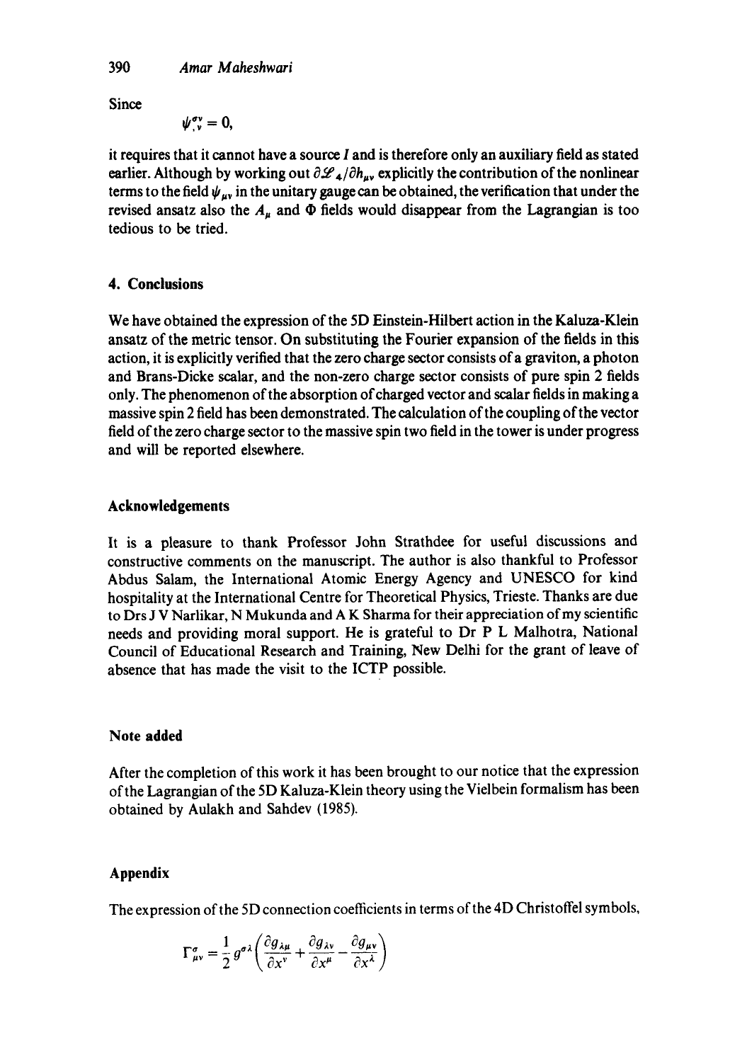Since

$$\psi^{\sigma\nu}_{,\nu} = 0,$$

it requires that it cannot have a source $I$ and is therefore only an auxiliary field as stated earlier. Although by working out $\partial \mathscr{L}_4 / \partial h_{\mu\nu}$ explicitly the contribution of the nonlinear terms to the field $\psi_{\mu\nu}$ in the unitary gauge can be obtained, the verification that under the revised ansatz also the $A_\mu$ and $\Phi$ fields would disappear from the Lagrangian is too tedious to be tried.

## 4. Conclusions

We have obtained the expression of the 5D Einstein-Hilbert action in the Kaluza-Klein ansatz of the metric tensor. On substituting the Fourier expansion of the fields in this action, it is explicitly verified that the zero charge sector consists of a graviton, a photon and Brans-Dicke scalar, and the non-zero charge sector consists of pure spin 2 fields only. The phenomenon of the absorption of charged vector and scalar fields in making a massive spin 2 field has been demonstrated. The calculation of the coupling of the vector field of the zero charge sector to the massive spin two field in the tower is under progress and will be reported elsewhere.

## Acknowledgements

It is a pleasure to thank Professor John Strathdee for useful discussions and constructive comments on the manuscript. The author is also thankful to Professor Abdus Salam, the International Atomic Energy Agency and UNESCO for kind hospitality at the International Centre for Theoretical Physics, Trieste. Thanks are due to Drs J V Narlikar, N Mukunda and A K Sharma for their appreciation of my scientific needs and providing moral support. He is grateful to Dr P L Malhotra, National Council of Educational Research and Training, New Delhi for the grant of leave of absence that has made the visit to the ICTP possible.

## Note added

After the completion of this work it has been brought to our notice that the expression of the Lagrangian of the 5D Kaluza-Klein theory using the Vielbein formalism has been obtained by Aulakh and Sahdev (1985).

## Appendix

The expression of the 5D connection coefficients in terms of the 4D Christoffel symbols,

$$\Gamma^\sigma_{\mu\nu} = \frac{1}{2} g^{\sigma\lambda} \left( \frac{\partial g_{\lambda\mu}}{\partial x^\nu} + \frac{\partial g_{\lambda\nu}}{\partial x^\mu} - \frac{\partial g_{\mu\nu}}{\partial x^\lambda} \right)$$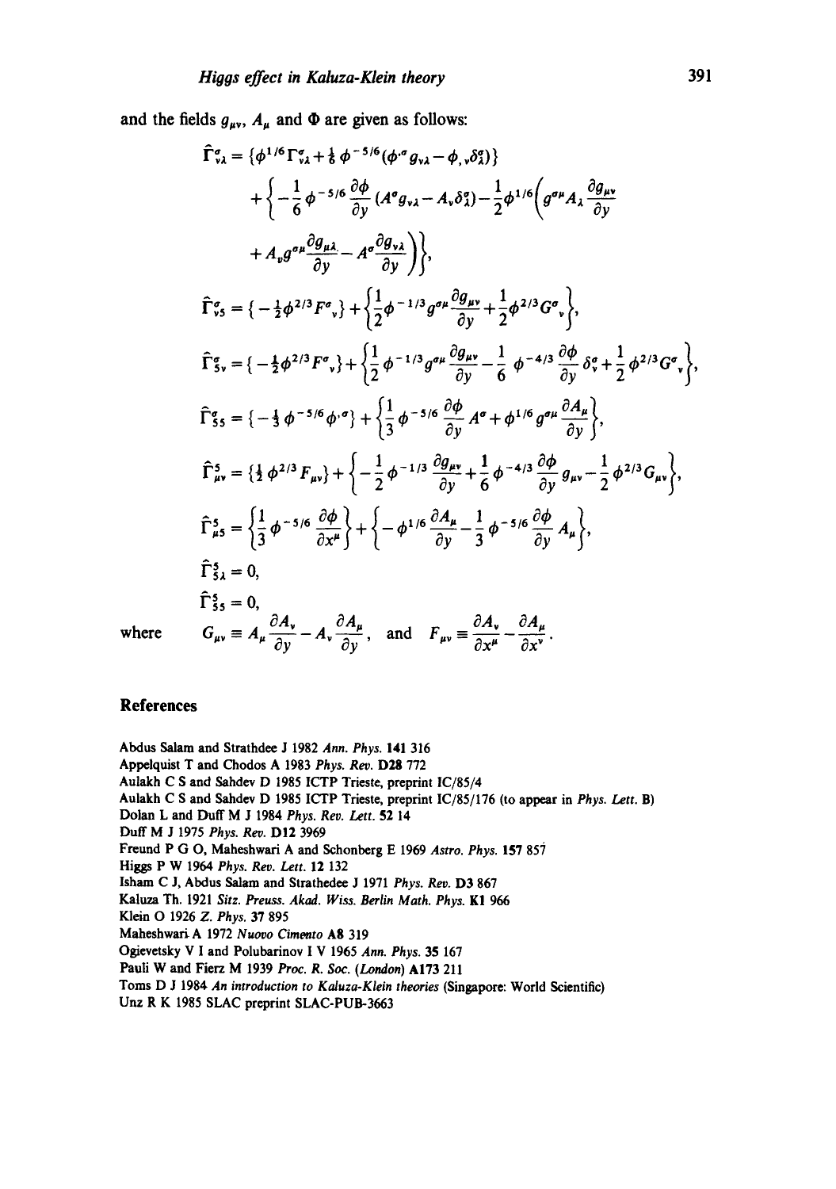and the fields $g_{\mu\nu}$, $A_\mu$ and $\Phi$ are given as follows:

$$\hat{\Gamma}^{\sigma}_{\nu\lambda} = \{\phi^{1/6}\Gamma^{\sigma}_{\nu\lambda} + \tfrac{1}{6}\phi^{-5/6}(\phi^{,\sigma}g_{\nu\lambda} - \phi_{,\nu}\delta^{\sigma}_{\lambda})\}$$

$$+\left\{-\frac{1}{6}\phi^{-5/6}\frac{\partial\phi}{\partial y}(A^{\sigma}g_{\nu\lambda} - A_{\nu}\delta^{\sigma}_{\lambda}) - \frac{1}{2}\phi^{1/6}\left(g^{\sigma\mu}A_{\lambda}\frac{\partial g_{\mu\nu}}{\partial y} + A_{\nu}g^{\sigma\mu}\frac{\partial g_{\mu\lambda}}{\partial y} - A^{\sigma}\frac{\partial g_{\nu\lambda}}{\partial y}\right)\right\},$$

$$\hat{\Gamma}^{\sigma}_{\nu 5} = \{-\tfrac{1}{2}\phi^{2/3}F^{\sigma}{}_{\nu}\} + \left\{\frac{1}{2}\phi^{-1/3}g^{\sigma\mu}\frac{\partial g_{\mu\nu}}{\partial y} + \frac{1}{2}\phi^{2/3}G^{\sigma}{}_{\nu}\right\},$$

$$\hat{\Gamma}^{\sigma}_{5\nu} = \{-\tfrac{1}{2}\phi^{2/3}F^{\sigma}{}_{\nu}\} + \left\{\frac{1}{2}\phi^{-1/3}g^{\sigma\mu}\frac{\partial g_{\mu\nu}}{\partial y} - \frac{1}{6}\phi^{-4/3}\frac{\partial\phi}{\partial y}\delta^{\sigma}_{\nu} + \frac{1}{2}\phi^{2/3}G^{\sigma}{}_{\nu}\right\},$$

$$\hat{\Gamma}^{\sigma}_{55} = \{-\tfrac{1}{3}\phi^{-5/6}\phi^{,\sigma}\} + \left\{\frac{1}{3}\phi^{-5/6}\frac{\partial\phi}{\partial y}A^{\sigma} + \phi^{1/6}g^{\sigma\mu}\frac{\partial A_{\mu}}{\partial y}\right\},$$

$$\hat{\Gamma}^{5}_{\mu\nu} = \{\tfrac{1}{2}\phi^{2/3}F_{\mu\nu}\} + \left\{-\frac{1}{2}\phi^{-1/3}\frac{\partial g_{\mu\nu}}{\partial y} + \frac{1}{6}\phi^{-4/3}\frac{\partial\phi}{\partial y}g_{\mu\nu} - \frac{1}{2}\phi^{2/3}G_{\mu\nu}\right\},$$

$$\hat{\Gamma}^{5}_{\mu 5} = \left\{\frac{1}{3}\phi^{-5/6}\frac{\partial\phi}{\partial x^{\mu}}\right\} + \left\{-\phi^{1/6}\frac{\partial A_{\mu}}{\partial y} - \frac{1}{3}\phi^{-5/6}\frac{\partial\phi}{\partial y}A_{\mu}\right\},$$

$$\hat{\Gamma}^{5}_{5\lambda} = 0,$$

$$\hat{\Gamma}^{5}_{55} = 0,$$

where $G_{\mu\nu} \equiv A_{\mu}\dfrac{\partial A_{\nu}}{\partial y} - A_{\nu}\dfrac{\partial A_{\mu}}{\partial y}$, and $F_{\mu\nu} \equiv \dfrac{\partial A_{\nu}}{\partial x^{\mu}} - \dfrac{\partial A_{\mu}}{\partial x^{\nu}}$.

## References

Abdus Salam and Strathdee J 1982 *Ann. Phys.* **141** 316

Appelquist T and Chodos A 1983 *Phys. Rev.* **D28** 772

Aulakh C S and Sahdev D 1985 ICTP Trieste, preprint IC/85/4

Aulakh C S and Sahdev D 1985 ICTP Trieste, preprint IC/85/176 (to appear in *Phys. Lett.* B)

Dolan L and Duff M J 1984 *Phys. Rev. Lett.* **52** 14

Duff M J 1975 *Phys. Rev.* **D12** 3969

Freund P G O, Maheshwari A and Schonberg E 1969 *Astro. Phys.* **157** 857

Higgs P W 1964 *Phys. Rev. Lett.* **12** 132

Isham C J, Abdus Salam and Strathedee J 1971 *Phys. Rev.* **D3** 867

Kaluza Th. 1921 *Sitz. Preuss. Akad. Wiss. Berlin Math. Phys.* **K1** 966

Klein O 1926 *Z. Phys.* **37** 895

Maheshwari A 1972 *Nuovo Cimento* **A8** 319

Ogievetsky V I and Polubarinov I V 1965 *Ann. Phys.* **35** 167

Pauli W and Fierz M 1939 *Proc. R. Soc. (London)* **A173** 211

Toms D J 1984 *An introduction to Kaluza-Klein theories* (Singapore: World Scientific)

Unz R K 1985 SLAC preprint SLAC-PUB-3663